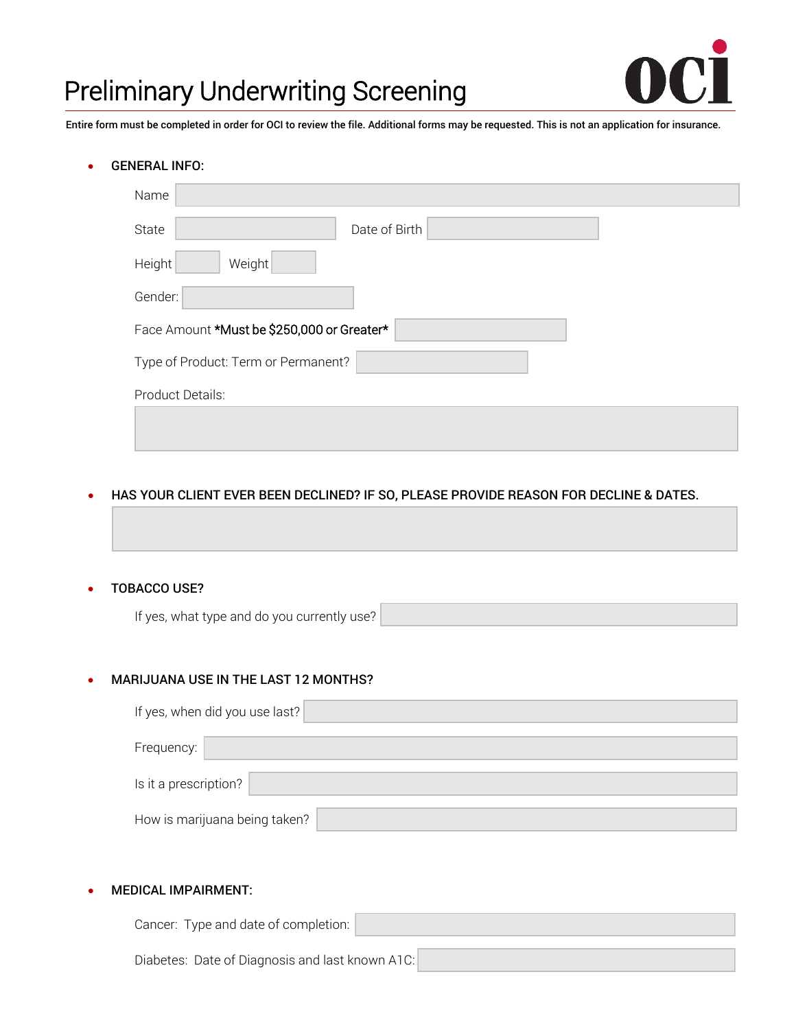# Preliminary Underwriting Screening

OCI

**Entire form must be completed in order for OCI to review the file. Additional forms may be requested. This is not an application for insurance.**

- **GENERAL INFO:**

  Name

  State | Date of Birth

  Height | Weight

  Gender:

  Face Amount **\*Must be $250,000 or Greater\***

  Type of Product: Term or Permanent?

  Product Details:

- **HAS YOUR CLIENT EVER BEEN DECLINED? IF SO, PLEASE PROVIDE REASON FOR DECLINE & DATES.**

- **TOBACCO USE?**

  If yes, what type and do you currently use?

- **MARIJUANA USE IN THE LAST 12 MONTHS?**

  If yes, when did you use last?

  Frequency:

  Is it a prescription?

  How is marijuana being taken?

- **MEDICAL IMPAIRMENT:**

  Cancer: Type and date of completion:

  Diabetes: Date of Diagnosis and last known A1C: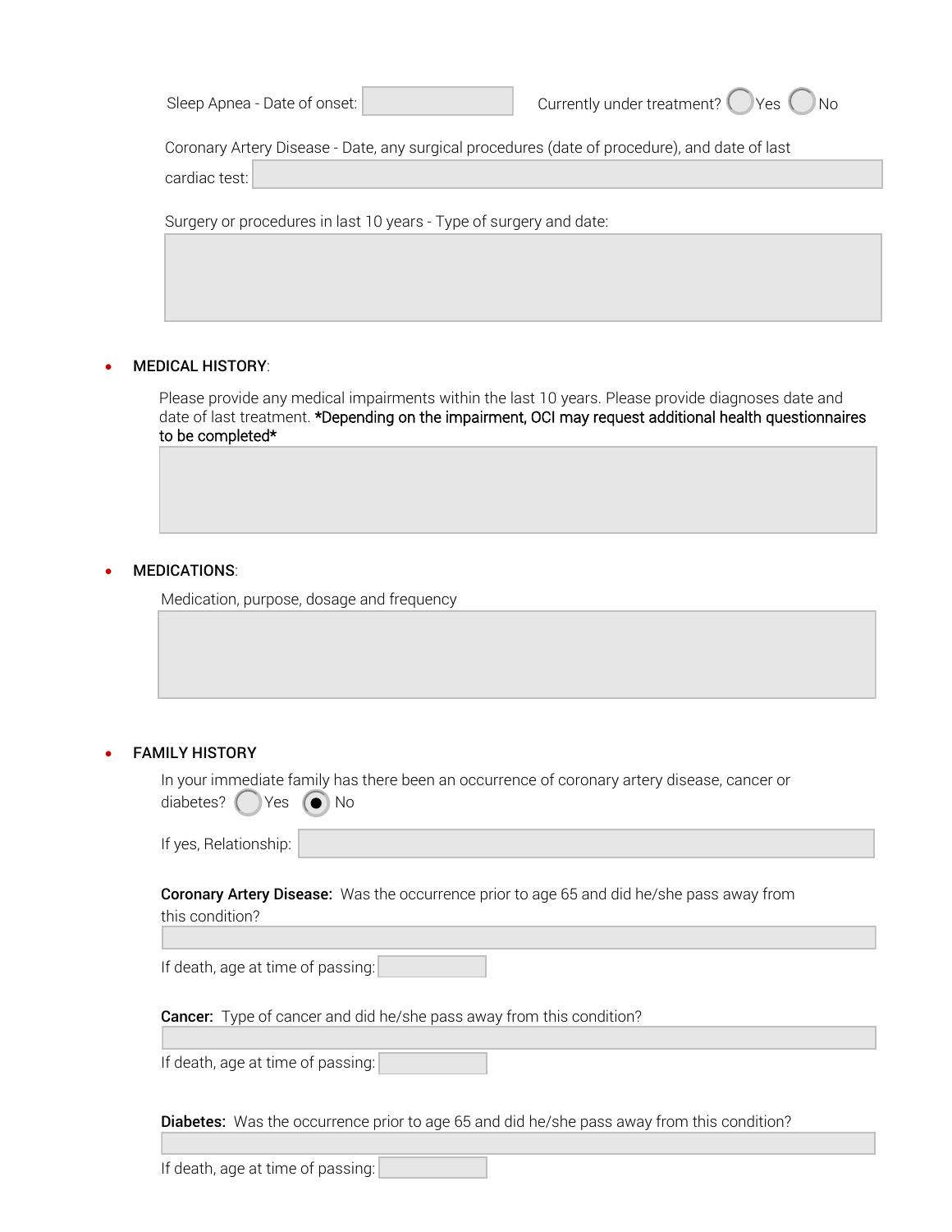Sleep Apnea - Date of onset: \_\_\_\_\_\_\_\_ Currently under treatment? ○ Yes ○ No

Coronary Artery Disease - Date, any surgical procedures (date of procedure), and date of last cardiac test: \_\_\_\_\_\_\_\_

Surgery or procedures in last 10 years - Type of surgery and date:

\_\_\_\_\_\_\_\_

- **MEDICAL HISTORY**:

  Please provide any medical impairments within the last 10 years. Please provide diagnoses date and date of last treatment. **\*Depending on the impairment, OCI may request additional health questionnaires to be completed\***

  \_\_\_\_\_\_\_\_

- **MEDICATIONS**:

  Medication, purpose, dosage and frequency

  \_\_\_\_\_\_\_\_

- **FAMILY HISTORY**

  In your immediate family has there been an occurrence of coronary artery disease, cancer or diabetes? ○ Yes ● No

  If yes, Relationship: \_\_\_\_\_\_\_\_

  **Coronary Artery Disease:** Was the occurrence prior to age 65 and did he/she pass away from this condition?

  \_\_\_\_\_\_\_\_

  If death, age at time of passing: \_\_\_\_\_\_\_\_

  **Cancer:** Type of cancer and did he/she pass away from this condition?

  \_\_\_\_\_\_\_\_

  If death, age at time of passing: \_\_\_\_\_\_\_\_

  **Diabetes:** Was the occurrence prior to age 65 and did he/she pass away from this condition?

  \_\_\_\_\_\_\_\_

  If death, age at time of passing: \_\_\_\_\_\_\_\_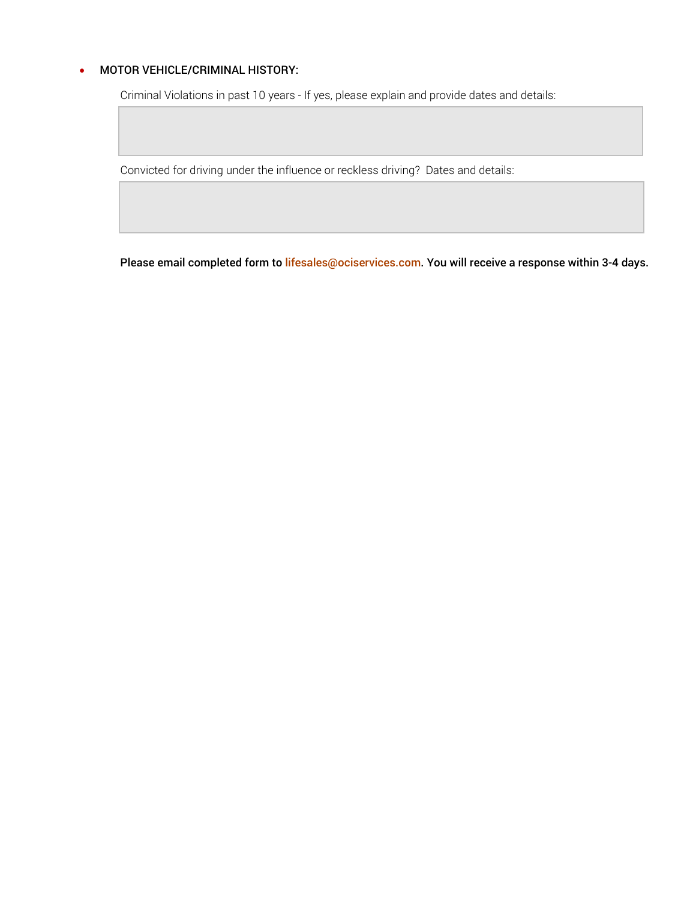- MOTOR VEHICLE/CRIMINAL HISTORY:

  Criminal Violations in past 10 years - If yes, please explain and provide dates and details:

  Convicted for driving under the influence or reckless driving?  Dates and details:

  **Please email completed form to lifesales@ociservices.com. You will receive a response within 3-4 days.**